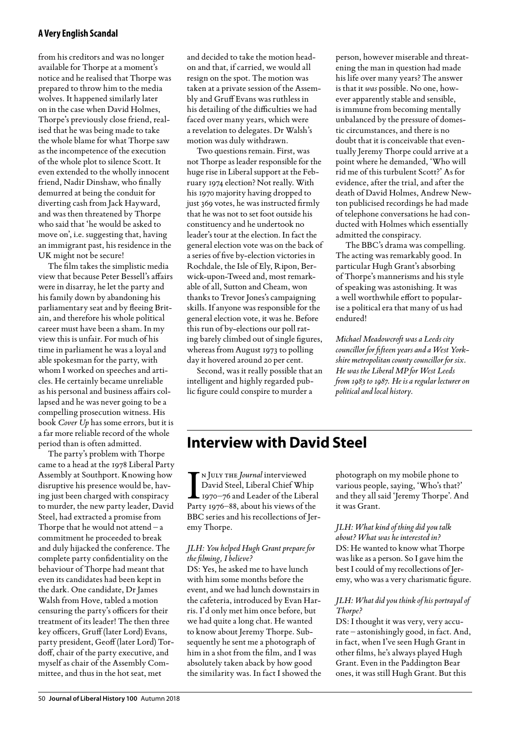from his creditors and was no longer available for Thorpe at a moment's notice and he realised that Thorpe was prepared to throw him to the media wolves. It happened similarly later on in the case when David Holmes, Thorpe's previously close friend, realised that he was being made to take the whole blame for what Thorpe saw as the incompetence of the execution of the whole plot to silence Scott. It even extended to the wholly innocent friend, Nadir Dinshaw, who finally demurred at being the conduit for diverting cash from Jack Hayward, and was then threatened by Thorpe who said that 'he would be asked to move on', i.e. suggesting that, having an immigrant past, his residence in the UK might not be secure!

The film takes the simplistic media view that because Peter Bessell's affairs were in disarray, he let the party and his family down by abandoning his parliamentary seat and by fleeing Britain, and therefore his whole political career must have been a sham. In my view this is unfair. For much of his time in parliament he was a loyal and able spokesman for the party, with whom I worked on speeches and articles. He certainly became unreliable as his personal and business affairs collapsed and he was never going to be a compelling prosecution witness. His book *Cover Up* has some errors, but it is a far more reliable record of the whole period than is often admitted.

The party's problem with Thorpe came to a head at the 1978 Liberal Party Assembly at Southport. Knowing how disruptive his presence would be, having just been charged with conspiracy to murder, the new party leader, David Steel, had extracted a promise from Thorpe that he would not attend – a commitment he proceeded to break and duly hijacked the conference. The complete party confidentiality on the behaviour of Thorpe had meant that even its candidates had been kept in the dark. One candidate, Dr James Walsh from Hove, tabled a motion censuring the party's officers for their treatment of its leader! The then three key officers, Gruff (later Lord) Evans, party president, Geoff (later Lord) Tordoff, chair of the party executive, and myself as chair of the Assembly Committee, and thus in the hot seat, met and decided to take the motion head-on and that, if carried, we would all resign on the spot. The motion was taken at a private session of the Assembly and Gruff Evans was ruthless in his detailing of the difficulties we had faced over many years, which were a revelation to delegates. Dr Walsh's motion was duly withdrawn.

Two questions remain. First, was not Thorpe as leader responsible for the huge rise in Liberal support at the February 1974 election? Not really. With his 1970 majority having dropped to just 369 votes, he was instructed firmly that he was not to set foot outside his constituency and he undertook no leader's tour at the election. In fact the general election vote was on the back of a series of five by-election victories in Rochdale, the Isle of Ely, Ripon, Berwick-upon-Tweed and, most remarkable of all, Sutton and Cheam, won thanks to Trevor Jones's campaigning skills. If anyone was responsible for the general election vote, it was he. Before this run of by-elections our poll rating barely climbed out of single figures, whereas from August 1973 to polling day it hovered around 20 per cent.

Second, was it really possible that an intelligent and highly regarded public figure could conspire to murder a person, however miserable and threatening the man in question had made his life over many years? The answer is that it *was* possible. No one, however apparently stable and sensible, is immune from becoming mentally unbalanced by the pressure of domestic circumstances, and there is no doubt that it is conceivable that eventually Jeremy Thorpe could arrive at a point where he demanded, 'Who will rid me of this turbulent Scott?' As for evidence, after the trial, and after the death of David Holmes, Andrew Newton publicised recordings he had made of telephone conversations he had conducted with Holmes which essentially admitted the conspiracy.

The BBC's drama was compelling. The acting was remarkably good. In particular Hugh Grant's absorbing of Thorpe's mannerisms and his style of speaking was astonishing. It was a well worthwhile effort to popularise a political era that many of us had endured!

*Michael Meadowcroft was a Leeds city councillor for fifteen years and a West Yorkshire metropolitan county councillor for six. He was the Liberal MP for West Leeds from 1983 to 1987. He is a regular lecturer on political and local history.*

# Interview with David Steel

In July the *Journal* interviewed David Steel, Liberal Chief Whip 1970–76 and Leader of the Liberal Party 1976–88, about his views of the BBC series and his recollections of Jeremy Thorpe.

*JLH: You helped Hugh Grant prepare for the filming, I believe?*

DS: Yes, he asked me to have lunch with him some months before the event, and we had lunch downstairs in the cafeteria, introduced by Evan Harris. I'd only met him once before, but we had quite a long chat. He wanted to know about Jeremy Thorpe. Subsequently he sent me a photograph of him in a shot from the film, and I was absolutely taken aback by how good the similarity was. In fact I showed the photograph on my mobile phone to various people, saying, 'Who's that?' and they all said 'Jeremy Thorpe'. And it was Grant.

*JLH: What kind of thing did you talk about? What was he interested in?*

DS: He wanted to know what Thorpe was like as a person. So I gave him the best I could of my recollections of Jeremy, who was a very charismatic figure.

*JLH: What did you think of his portrayal of Thorpe?*

DS: I thought it was very, very accurate – astonishingly good, in fact. And, in fact, when I've seen Hugh Grant in other films, he's always played Hugh Grant. Even in the Paddington Bear ones, it was still Hugh Grant. But this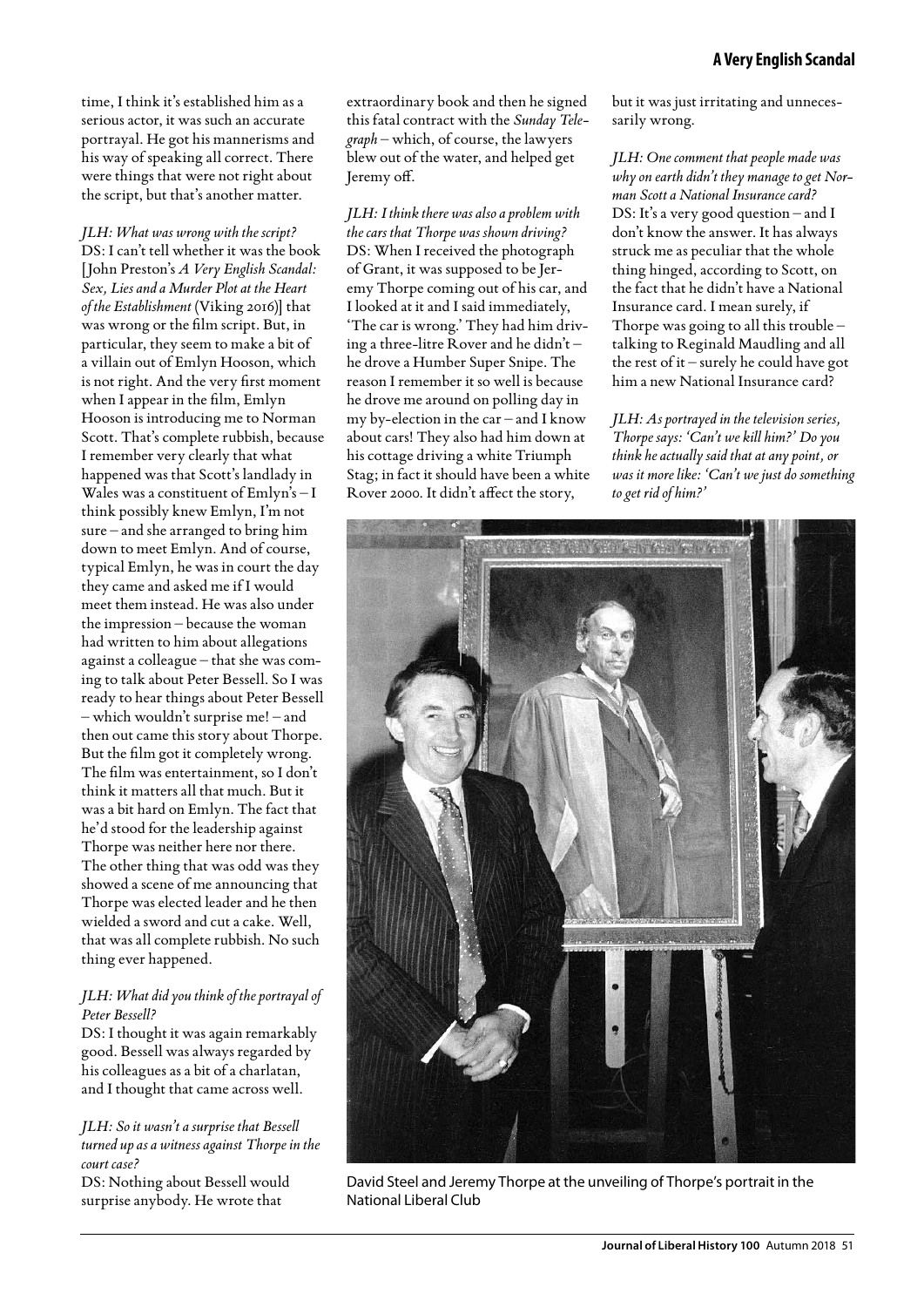time, I think it's established him as a serious actor, it was such an accurate portrayal. He got his mannerisms and his way of speaking all correct. There were things that were not right about the script, but that's another matter.

*JLH: What was wrong with the script?*

DS: I can't tell whether it was the book [John Preston's *A Very English Scandal: Sex, Lies and a Murder Plot at the Heart of the Establishment* (Viking 2016)] that was wrong or the film script. But, in particular, they seem to make a bit of a villain out of Emlyn Hooson, which is not right. And the very first moment when I appear in the film, Emlyn Hooson is introducing me to Norman Scott. That's complete rubbish, because I remember very clearly that what happened was that Scott's landlady in Wales was a constituent of Emlyn's – I think possibly knew Emlyn, I'm not sure – and she arranged to bring him down to meet Emlyn. And of course, typical Emlyn, he was in court the day they came and asked me if I would meet them instead. He was also under the impression – because the woman had written to him about allegations against a colleague – that she was coming to talk about Peter Bessell. So I was ready to hear things about Peter Bessell – which wouldn't surprise me! – and then out came this story about Thorpe. But the film got it completely wrong. The film was entertainment, so I don't think it matters all that much. But it was a bit hard on Emlyn. The fact that he'd stood for the leadership against Thorpe was neither here nor there. The other thing that was odd was they showed a scene of me announcing that Thorpe was elected leader and he then wielded a sword and cut a cake. Well, that was all complete rubbish. No such thing ever happened.

*JLH: What did you think of the portrayal of Peter Bessell?*

DS: I thought it was again remarkably good. Bessell was always regarded by his colleagues as a bit of a charlatan, and I thought that came across well.

*JLH: So it wasn't a surprise that Bessell turned up as a witness against Thorpe in the court case?*

DS: Nothing about Bessell would surprise anybody. He wrote that extraordinary book and then he signed this fatal contract with the *Sunday Telegraph* – which, of course, the lawyers blew out of the water, and helped get Jeremy off.

*JLH: I think there was also a problem with the cars that Thorpe was shown driving?*

DS: When I received the photograph of Grant, it was supposed to be Jeremy Thorpe coming out of his car, and I looked at it and I said immediately, 'The car is wrong.' They had him driving a three-litre Rover and he didn't – he drove a Humber Super Snipe. The reason I remember it so well is because he drove me around on polling day in my by-election in the car – and I know about cars! They also had him down at his cottage driving a white Triumph Stag; in fact it should have been a white Rover 2000. It didn't affect the story, but it was just irritating and unnecessarily wrong.

*JLH: One comment that people made was why on earth didn't they manage to get Norman Scott a National Insurance card?*

DS: It's a very good question – and I don't know the answer. It has always struck me as peculiar that the whole thing hinged, according to Scott, on the fact that he didn't have a National Insurance card. I mean surely, if Thorpe was going to all this trouble – talking to Reginald Maudling and all the rest of it – surely he could have got him a new National Insurance card?

*JLH: As portrayed in the television series, Thorpe says: 'Can't we kill him?' Do you think he actually said that at any point, or was it more like: 'Can't we just do something to get rid of him?'*

David Steel and Jeremy Thorpe at the unveiling of Thorpe's portrait in the National Liberal Club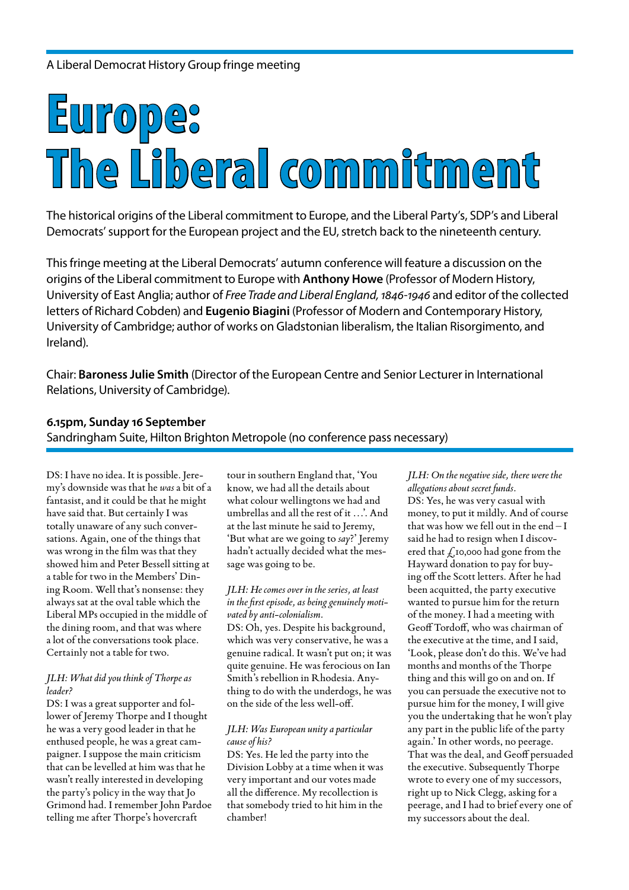A Liberal Democrat History Group fringe meeting

# Europe: The Liberal commitment

The historical origins of the Liberal commitment to Europe, and the Liberal Party's, SDP's and Liberal Democrats' support for the European project and the EU, stretch back to the nineteenth century.

This fringe meeting at the Liberal Democrats' autumn conference will feature a discussion on the origins of the Liberal commitment to Europe with **Anthony Howe** (Professor of Modern History, University of East Anglia; author of *Free Trade and Liberal England, 1846-1946* and editor of the collected letters of Richard Cobden) and **Eugenio Biagini** (Professor of Modern and Contemporary History, University of Cambridge; author of works on Gladstonian liberalism, the Italian Risorgimento, and Ireland).

Chair: **Baroness Julie Smith** (Director of the European Centre and Senior Lecturer in International Relations, University of Cambridge).

**6.15pm, Sunday 16 September**
Sandringham Suite, Hilton Brighton Metropole (no conference pass necessary)

DS: I have no idea. It is possible. Jeremy's downside was that he *was* a bit of a fantasist, and it could be that he might have said that. But certainly I was totally unaware of any such conversations. Again, one of the things that was wrong in the film was that they showed him and Peter Bessell sitting at a table for two in the Members' Dining Room. Well that's nonsense: they always sat at the oval table which the Liberal MPs occupied in the middle of the dining room, and that was where a lot of the conversations took place. Certainly not a table for two.

*JLH: What did you think of Thorpe as leader?*

DS: I was a great supporter and follower of Jeremy Thorpe and I thought he was a very good leader in that he enthused people, he was a great campaigner. I suppose the main criticism that can be levelled at him was that he wasn't really interested in developing the party's policy in the way that Jo Grimond had. I remember John Pardoe telling me after Thorpe's hovercraft tour in southern England that, 'You know, we had all the details about what colour wellingtons we had and umbrellas and all the rest of it …'. And at the last minute he said to Jeremy, 'But what are we going to *say*?' Jeremy hadn't actually decided what the message was going to be.

*JLH: He comes over in the series, at least in the first episode, as being genuinely motivated by anti-colonialism.*

DS: Oh, yes. Despite his background, which was very conservative, he was a genuine radical. It wasn't put on; it was quite genuine. He was ferocious on Ian Smith's rebellion in Rhodesia. Anything to do with the underdogs, he was on the side of the less well-off.

*JLH: Was European unity a particular cause of his?*

DS: Yes. He led the party into the Division Lobby at a time when it was very important and our votes made all the difference. My recollection is that somebody tried to hit him in the chamber!

*JLH: On the negative side, there were the allegations about secret funds.*

DS: Yes, he was very casual with money, to put it mildly. And of course that was how we fell out in the end – I said he had to resign when I discovered that £10,000 had gone from the Hayward donation to pay for buying off the Scott letters. After he had been acquitted, the party executive wanted to pursue him for the return of the money. I had a meeting with Geoff Tordoff, who was chairman of the executive at the time, and I said, 'Look, please don't do this. We've had months and months of the Thorpe thing and this will go on and on. If you can persuade the executive not to pursue him for the money, I will give you the undertaking that he won't play any part in the public life of the party again.' In other words, no peerage. That was the deal, and Geoff persuaded the executive. Subsequently Thorpe wrote to every one of my successors, right up to Nick Clegg, asking for a peerage, and I had to brief every one of my successors about the deal.